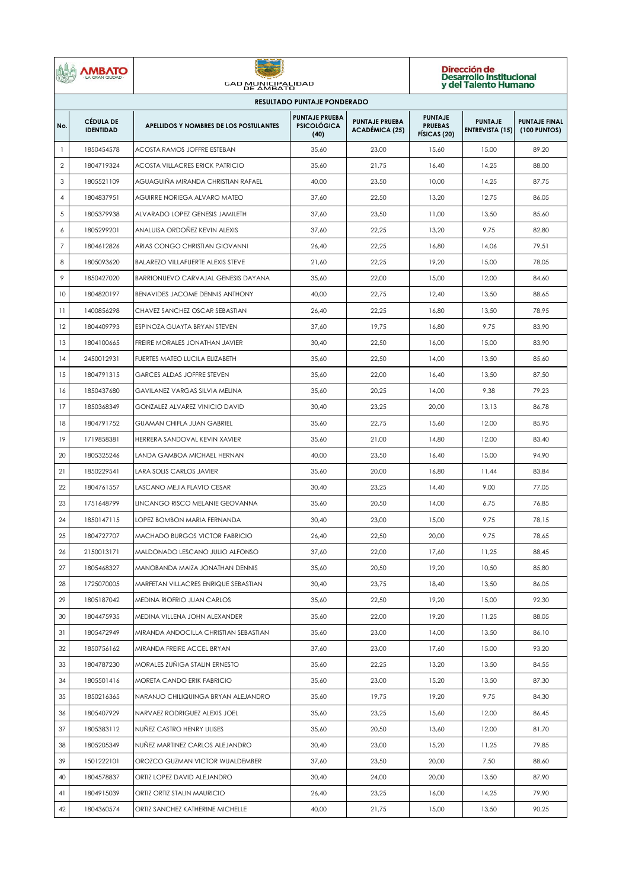AMBATO - LA GRAN CIUDAD -

GAD MUNICIPALIDAD DE AMBATO

Dirección de Desarrollo Institucional y del Talento Humano

## RESULTADO PUNTAJE PONDERADO

| No. | CÉDULA DE IDENTIDAD | APELLIDOS Y NOMBRES DE LOS POSTULANTES | PUNTAJE PRUEBA PSICOLÓGICA (40) | PUNTAJE PRUEBA ACADÉMICA (25) | PUNTAJE PRUEBAS FÍSICAS (20) | PUNTAJE ENTREVISTA (15) | PUNTAJE FINAL (100 PUNTOS) |
|---|---|---|---|---|---|---|---|
| 1 | 1850454578 | ACOSTA RAMOS JOFFRE ESTEBAN | 35,60 | 23,00 | 15,60 | 15,00 | 89,20 |
| 2 | 1804719324 | ACOSTA VILLACRES ERICK PATRICIO | 35,60 | 21,75 | 16,40 | 14,25 | 88,00 |
| 3 | 1805521109 | AGUAGUIÑA MIRANDA CHRISTIAN RAFAEL | 40,00 | 23,50 | 10,00 | 14,25 | 87,75 |
| 4 | 1804837951 | AGUIRRE NORIEGA ALVARO MATEO | 37,60 | 22,50 | 13,20 | 12,75 | 86,05 |
| 5 | 1805379938 | ALVARADO LOPEZ GENESIS JAMILETH | 37,60 | 23,50 | 11,00 | 13,50 | 85,60 |
| 6 | 1805299201 | ANALUISA ORDOÑEZ KEVIN ALEXIS | 37,60 | 22,25 | 13,20 | 9,75 | 82,80 |
| 7 | 1804612826 | ARIAS CONGO CHRISTIAN GIOVANNI | 26,40 | 22,25 | 16,80 | 14,06 | 79,51 |
| 8 | 1805093620 | BALAREZO VILLAFUERTE ALEXIS STEVE | 21,60 | 22,25 | 19,20 | 15,00 | 78,05 |
| 9 | 1850427020 | BARRIONUEVO CARVAJAL GENESIS DAYANA | 35,60 | 22,00 | 15,00 | 12,00 | 84,60 |
| 10 | 1804820197 | BENAVIDES JACOME DENNIS ANTHONY | 40,00 | 22,75 | 12,40 | 13,50 | 88,65 |
| 11 | 1400856298 | CHAVEZ SANCHEZ OSCAR SEBASTIAN | 26,40 | 22,25 | 16,80 | 13,50 | 78,95 |
| 12 | 1804409793 | ESPINOZA GUAYTA BRYAN STEVEN | 37,60 | 19,75 | 16,80 | 9,75 | 83,90 |
| 13 | 1804100665 | FREIRE MORALES JONATHAN JAVIER | 30,40 | 22,50 | 16,00 | 15,00 | 83,90 |
| 14 | 2450012931 | FUERTES MATEO LUCILA ELIZABETH | 35,60 | 22,50 | 14,00 | 13,50 | 85,60 |
| 15 | 1804791315 | GARCES ALDAS JOFFRE STEVEN | 35,60 | 22,00 | 16,40 | 13,50 | 87,50 |
| 16 | 1850437680 | GAVILANEZ VARGAS SILVIA MELINA | 35,60 | 20,25 | 14,00 | 9,38 | 79,23 |
| 17 | 1850368349 | GONZALEZ ALVAREZ VINICIO DAVID | 30,40 | 23,25 | 20,00 | 13,13 | 86,78 |
| 18 | 1804791752 | GUAMAN CHIFLA JUAN GABRIEL | 35,60 | 22,75 | 15,60 | 12,00 | 85,95 |
| 19 | 1719858381 | HERRERA SANDOVAL KEVIN XAVIER | 35,60 | 21,00 | 14,80 | 12,00 | 83,40 |
| 20 | 1805325246 | LANDA GAMBOA MICHAEL HERNAN | 40,00 | 23,50 | 16,40 | 15,00 | 94,90 |
| 21 | 1850229541 | LARA SOLIS CARLOS JAVIER | 35,60 | 20,00 | 16,80 | 11,44 | 83,84 |
| 22 | 1804761557 | LASCANO MEJIA FLAVIO CESAR | 30,40 | 23,25 | 14,40 | 9,00 | 77,05 |
| 23 | 1751648799 | LINCANGO RISCO MELANIE GEOVANNA | 35,60 | 20,50 | 14,00 | 6,75 | 76,85 |
| 24 | 1850147115 | LOPEZ BOMBON MARIA FERNANDA | 30,40 | 23,00 | 15,00 | 9,75 | 78,15 |
| 25 | 1804727707 | MACHADO BURGOS VICTOR FABRICIO | 26,40 | 22,50 | 20,00 | 9,75 | 78,65 |
| 26 | 2150013171 | MALDONADO LESCANO JULIO ALFONSO | 37,60 | 22,00 | 17,60 | 11,25 | 88,45 |
| 27 | 1805468327 | MANOBANDA MAIZA JONATHAN DENNIS | 35,60 | 20,50 | 19,20 | 10,50 | 85,80 |
| 28 | 1725070005 | MARFETAN VILLACRES ENRIQUE SEBASTIAN | 30,40 | 23,75 | 18,40 | 13,50 | 86,05 |
| 29 | 1805187042 | MEDINA RIOFRIO JUAN CARLOS | 35,60 | 22,50 | 19,20 | 15,00 | 92,30 |
| 30 | 1804475935 | MEDINA VILLENA JOHN ALEXANDER | 35,60 | 22,00 | 19,20 | 11,25 | 88,05 |
| 31 | 1805472949 | MIRANDA ANDOCILLA CHRISTIAN SEBASTIAN | 35,60 | 23,00 | 14,00 | 13,50 | 86,10 |
| 32 | 1850756162 | MIRANDA FREIRE ACCEL BRYAN | 37,60 | 23,00 | 17,60 | 15,00 | 93,20 |
| 33 | 1804787230 | MORALES ZUÑIGA STALIN ERNESTO | 35,60 | 22,25 | 13,20 | 13,50 | 84,55 |
| 34 | 1805501416 | MORETA CANDO ERIK FABRICIO | 35,60 | 23,00 | 15,20 | 13,50 | 87,30 |
| 35 | 1850216365 | NARANJO CHILIQUINGA BRYAN ALEJANDRO | 35,60 | 19,75 | 19,20 | 9,75 | 84,30 |
| 36 | 1805407929 | NARVAEZ RODRIGUEZ ALEXIS JOEL | 35,60 | 23,25 | 15,60 | 12,00 | 86,45 |
| 37 | 1805383112 | NUÑEZ CASTRO HENRY ULISES | 35,60 | 20,50 | 13,60 | 12,00 | 81,70 |
| 38 | 1805205349 | NUÑEZ MARTINEZ CARLOS ALEJANDRO | 30,40 | 23,00 | 15,20 | 11,25 | 79,85 |
| 39 | 1501222101 | OROZCO GUZMAN VICTOR WUALDEMBER | 37,60 | 23,50 | 20,00 | 7,50 | 88,60 |
| 40 | 1804578837 | ORTIZ LOPEZ DAVID ALEJANDRO | 30,40 | 24,00 | 20,00 | 13,50 | 87,90 |
| 41 | 1804915039 | ORTIZ ORTIZ STALIN MAURICIO | 26,40 | 23,25 | 16,00 | 14,25 | 79,90 |
| 42 | 1804360574 | ORTIZ SANCHEZ KATHERINE MICHELLE | 40,00 | 21,75 | 15,00 | 13,50 | 90,25 |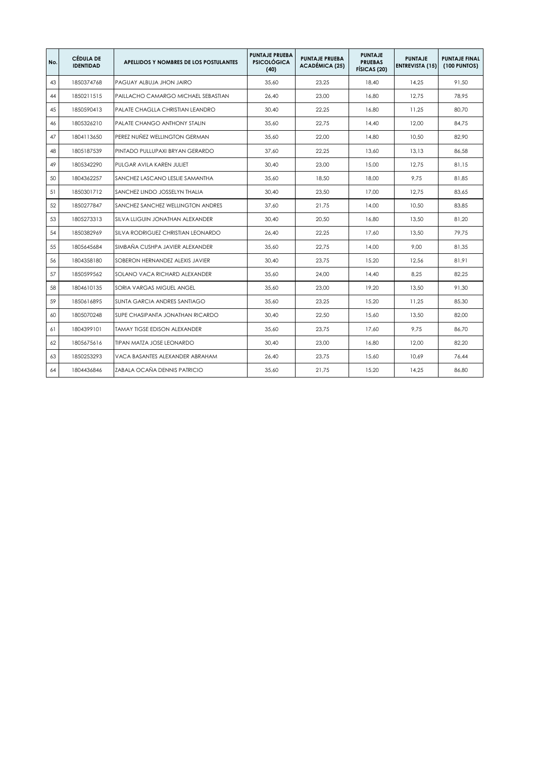| No. | CÉDULA DE IDENTIDAD | APELLIDOS Y NOMBRES DE LOS POSTULANTES | PUNTAJE PRUEBA PSICOLÓGICA (40) | PUNTAJE PRUEBA ACADÉMICA (25) | PUNTAJE PRUEBAS FÍSICAS (20) | PUNTAJE ENTREVISTA (15) | PUNTAJE FINAL (100 PUNTOS) |
|---|---|---|---|---|---|---|---|
| 43 | 1850374768 | PAGUAY ALBUJA JHON JAIRO | 35,60 | 23,25 | 18,40 | 14,25 | 91,50 |
| 44 | 1850211515 | PAILLACHO CAMARGO MICHAEL SEBASTIAN | 26,40 | 23,00 | 16,80 | 12,75 | 78,95 |
| 45 | 1850590413 | PALATE CHAGLLA CHRISTIAN LEANDRO | 30,40 | 22,25 | 16,80 | 11,25 | 80,70 |
| 46 | 1805326210 | PALATE CHANGO ANTHONY STALIN | 35,60 | 22,75 | 14,40 | 12,00 | 84,75 |
| 47 | 1804113650 | PEREZ NUÑEZ WELLINGTON GERMAN | 35,60 | 22,00 | 14,80 | 10,50 | 82,90 |
| 48 | 1805187539 | PINTADO PULLUPAXI BRYAN GERARDO | 37,60 | 22,25 | 13,60 | 13,13 | 86,58 |
| 49 | 1805342290 | PULGAR AVILA KAREN JULIET | 30,40 | 23,00 | 15,00 | 12,75 | 81,15 |
| 50 | 1804362257 | SANCHEZ LASCANO LESLIE SAMANTHA | 35,60 | 18,50 | 18,00 | 9,75 | 81,85 |
| 51 | 1850301712 | SANCHEZ LINDO JOSSELYN THALIA | 30,40 | 23,50 | 17,00 | 12,75 | 83,65 |
| 52 | 1850277847 | SANCHEZ SANCHEZ WELLINGTON ANDRES | 37,60 | 21,75 | 14,00 | 10,50 | 83,85 |
| 53 | 1805273313 | SILVA LLIGUIN JONATHAN ALEXANDER | 30,40 | 20,50 | 16,80 | 13,50 | 81,20 |
| 54 | 1850382969 | SILVA RODRIGUEZ CHRISTIAN LEONARDO | 26,40 | 22,25 | 17,60 | 13,50 | 79,75 |
| 55 | 1805645684 | SIMBAÑA CUSHPA JAVIER ALEXANDER | 35,60 | 22,75 | 14,00 | 9,00 | 81,35 |
| 56 | 1804358180 | SOBERON HERNANDEZ ALEXIS JAVIER | 30,40 | 23,75 | 15,20 | 12,56 | 81,91 |
| 57 | 1850599562 | SOLANO VACA RICHARD ALEXANDER | 35,60 | 24,00 | 14,40 | 8,25 | 82,25 |
| 58 | 1804610135 | SORIA VARGAS MIGUEL ANGEL | 35,60 | 23,00 | 19,20 | 13,50 | 91,30 |
| 59 | 1850616895 | SUNTA GARCIA ANDRES SANTIAGO | 35,60 | 23,25 | 15,20 | 11,25 | 85,30 |
| 60 | 1805070248 | SUPE CHASIPANTA JONATHAN RICARDO | 30,40 | 22,50 | 15,60 | 13,50 | 82,00 |
| 61 | 1804399101 | TAMAY TIGSE EDISON ALEXANDER | 35,60 | 23,75 | 17,60 | 9,75 | 86,70 |
| 62 | 1805675616 | TIPAN MATZA JOSE LEONARDO | 30,40 | 23,00 | 16,80 | 12,00 | 82,20 |
| 63 | 1850253293 | VACA BASANTES ALEXANDER ABRAHAM | 26,40 | 23,75 | 15,60 | 10,69 | 76,44 |
| 64 | 1804436846 | ZABALA OCAÑA DENNIS PATRICIO | 35,60 | 21,75 | 15,20 | 14,25 | 86,80 |